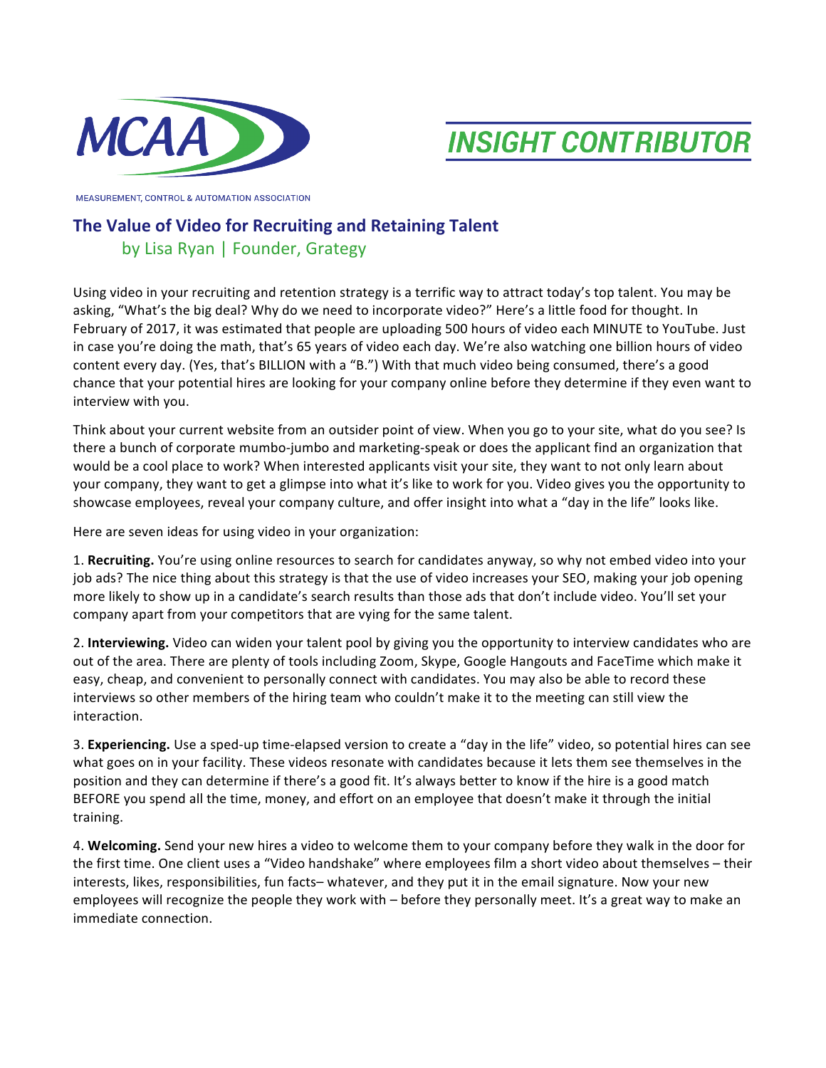MCAA

MEASUREMENT, CONTROL & AUTOMATION ASSOCIATION

INSIGHT CONTRIBUTOR

## The Value of Video for Recruiting and Retaining Talent

by Lisa Ryan | Founder, Grategy

Using video in your recruiting and retention strategy is a terrific way to attract today's top talent. You may be asking, "What's the big deal? Why do we need to incorporate video?" Here's a little food for thought. In February of 2017, it was estimated that people are uploading 500 hours of video each MINUTE to YouTube. Just in case you're doing the math, that's 65 years of video each day. We're also watching one billion hours of video content every day. (Yes, that's BILLION with a "B.") With that much video being consumed, there's a good chance that your potential hires are looking for your company online before they determine if they even want to interview with you.

Think about your current website from an outsider point of view. When you go to your site, what do you see? Is there a bunch of corporate mumbo-jumbo and marketing-speak or does the applicant find an organization that would be a cool place to work? When interested applicants visit your site, they want to not only learn about your company, they want to get a glimpse into what it's like to work for you. Video gives you the opportunity to showcase employees, reveal your company culture, and offer insight into what a "day in the life" looks like.

Here are seven ideas for using video in your organization:

1. **Recruiting.** You're using online resources to search for candidates anyway, so why not embed video into your job ads? The nice thing about this strategy is that the use of video increases your SEO, making your job opening more likely to show up in a candidate's search results than those ads that don't include video. You'll set your company apart from your competitors that are vying for the same talent.

2. **Interviewing.** Video can widen your talent pool by giving you the opportunity to interview candidates who are out of the area. There are plenty of tools including Zoom, Skype, Google Hangouts and FaceTime which make it easy, cheap, and convenient to personally connect with candidates. You may also be able to record these interviews so other members of the hiring team who couldn't make it to the meeting can still view the interaction.

3. **Experiencing.** Use a sped-up time-elapsed version to create a "day in the life" video, so potential hires can see what goes on in your facility. These videos resonate with candidates because it lets them see themselves in the position and they can determine if there's a good fit. It's always better to know if the hire is a good match BEFORE you spend all the time, money, and effort on an employee that doesn't make it through the initial training.

4. **Welcoming.** Send your new hires a video to welcome them to your company before they walk in the door for the first time. One client uses a "Video handshake" where employees film a short video about themselves – their interests, likes, responsibilities, fun facts– whatever, and they put it in the email signature. Now your new employees will recognize the people they work with – before they personally meet. It's a great way to make an immediate connection.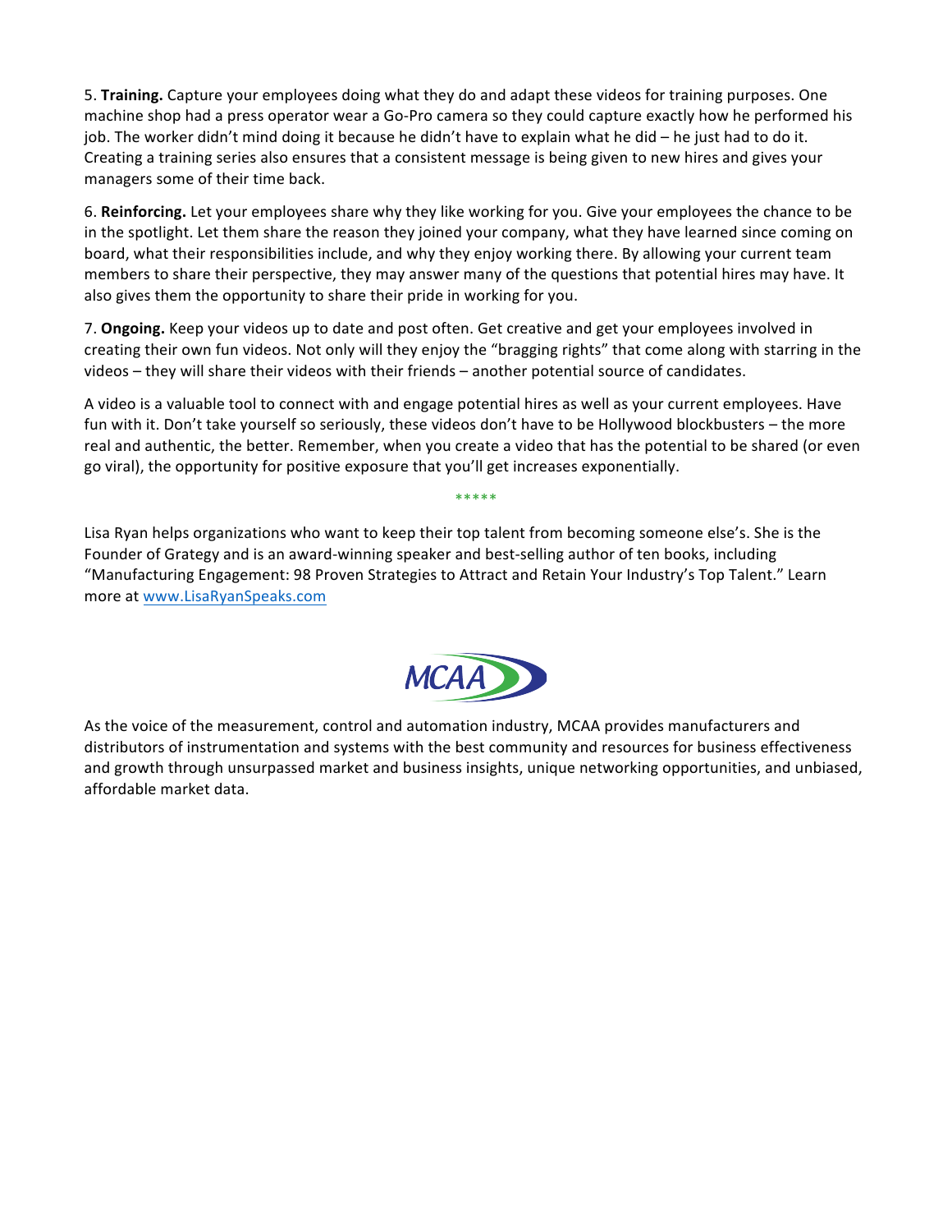5. **Training.** Capture your employees doing what they do and adapt these videos for training purposes. One machine shop had a press operator wear a Go-Pro camera so they could capture exactly how he performed his job. The worker didn't mind doing it because he didn't have to explain what he did – he just had to do it. Creating a training series also ensures that a consistent message is being given to new hires and gives your managers some of their time back.

6. **Reinforcing.** Let your employees share why they like working for you. Give your employees the chance to be in the spotlight. Let them share the reason they joined your company, what they have learned since coming on board, what their responsibilities include, and why they enjoy working there. By allowing your current team members to share their perspective, they may answer many of the questions that potential hires may have. It also gives them the opportunity to share their pride in working for you.

7. **Ongoing.** Keep your videos up to date and post often. Get creative and get your employees involved in creating their own fun videos. Not only will they enjoy the "bragging rights" that come along with starring in the videos – they will share their videos with their friends – another potential source of candidates.

A video is a valuable tool to connect with and engage potential hires as well as your current employees. Have fun with it. Don't take yourself so seriously, these videos don't have to be Hollywood blockbusters – the more real and authentic, the better. Remember, when you create a video that has the potential to be shared (or even go viral), the opportunity for positive exposure that you'll get increases exponentially.

*****

Lisa Ryan helps organizations who want to keep their top talent from becoming someone else's. She is the Founder of Grategy and is an award-winning speaker and best-selling author of ten books, including "Manufacturing Engagement: 98 Proven Strategies to Attract and Retain Your Industry's Top Talent." Learn more at [www.LisaRyanSpeaks.com](http://www.LisaRyanSpeaks.com)

MCAA

As the voice of the measurement, control and automation industry, MCAA provides manufacturers and distributors of instrumentation and systems with the best community and resources for business effectiveness and growth through unsurpassed market and business insights, unique networking opportunities, and unbiased, affordable market data.